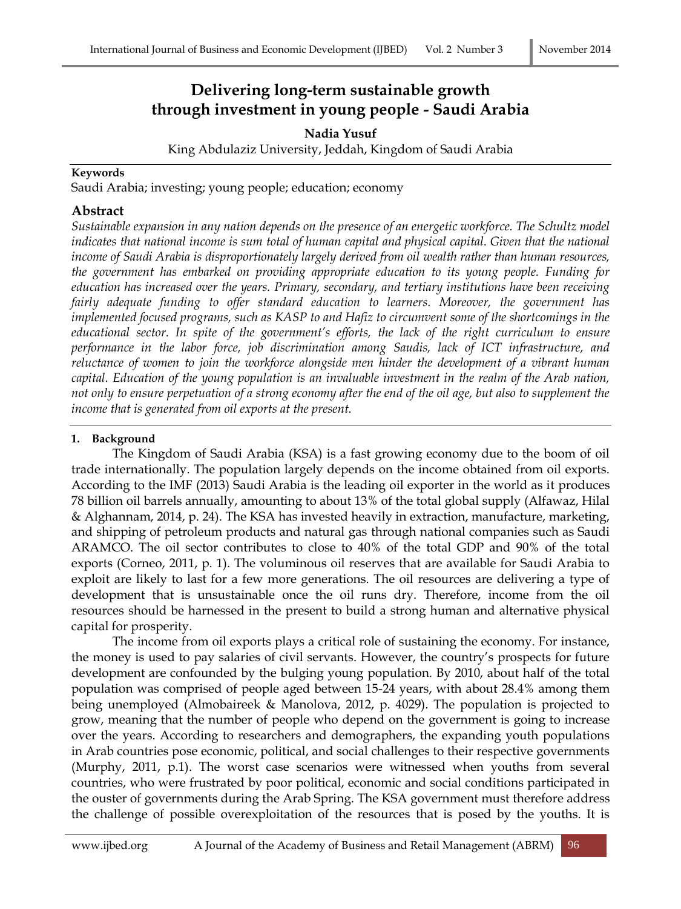# Delivering long-term sustainable growth through investment in young people - Saudi Arabia

**Nadia Yusuf**

King Abdulaziz University, Jeddah, Kingdom of Saudi Arabia

**Keywords**

Saudi Arabia; investing; young people; education; economy

## Abstract

*Sustainable expansion in any nation depends on the presence of an energetic workforce. The Schultz model indicates that national income is sum total of human capital and physical capital. Given that the national income of Saudi Arabia is disproportionately largely derived from oil wealth rather than human resources, the government has embarked on providing appropriate education to its young people. Funding for education has increased over the years. Primary, secondary, and tertiary institutions have been receiving fairly adequate funding to offer standard education to learners. Moreover, the government has implemented focused programs, such as KASP to and Hafiz to circumvent some of the shortcomings in the educational sector. In spite of the government's efforts, the lack of the right curriculum to ensure performance in the labor force, job discrimination among Saudis, lack of ICT infrastructure, and reluctance of women to join the workforce alongside men hinder the development of a vibrant human capital. Education of the young population is an invaluable investment in the realm of the Arab nation, not only to ensure perpetuation of a strong economy after the end of the oil age, but also to supplement the income that is generated from oil exports at the present.*

### 1. Background

The Kingdom of Saudi Arabia (KSA) is a fast growing economy due to the boom of oil trade internationally. The population largely depends on the income obtained from oil exports. According to the IMF (2013) Saudi Arabia is the leading oil exporter in the world as it produces 78 billion oil barrels annually, amounting to about 13% of the total global supply (Alfawaz, Hilal & Alghannam, 2014, p. 24). The KSA has invested heavily in extraction, manufacture, marketing, and shipping of petroleum products and natural gas through national companies such as Saudi ARAMCO. The oil sector contributes to close to 40% of the total GDP and 90% of the total exports (Corneo, 2011, p. 1). The voluminous oil reserves that are available for Saudi Arabia to exploit are likely to last for a few more generations. The oil resources are delivering a type of development that is unsustainable once the oil runs dry. Therefore, income from the oil resources should be harnessed in the present to build a strong human and alternative physical capital for prosperity.

The income from oil exports plays a critical role of sustaining the economy. For instance, the money is used to pay salaries of civil servants. However, the country's prospects for future development are confounded by the bulging young population. By 2010, about half of the total population was comprised of people aged between 15-24 years, with about 28.4% among them being unemployed (Almobaireek & Manolova, 2012, p. 4029). The population is projected to grow, meaning that the number of people who depend on the government is going to increase over the years. According to researchers and demographers, the expanding youth populations in Arab countries pose economic, political, and social challenges to their respective governments (Murphy, 2011, p.1). The worst case scenarios were witnessed when youths from several countries, who were frustrated by poor political, economic and social conditions participated in the ouster of governments during the Arab Spring. The KSA government must therefore address the challenge of possible overexploitation of the resources that is posed by the youths. It is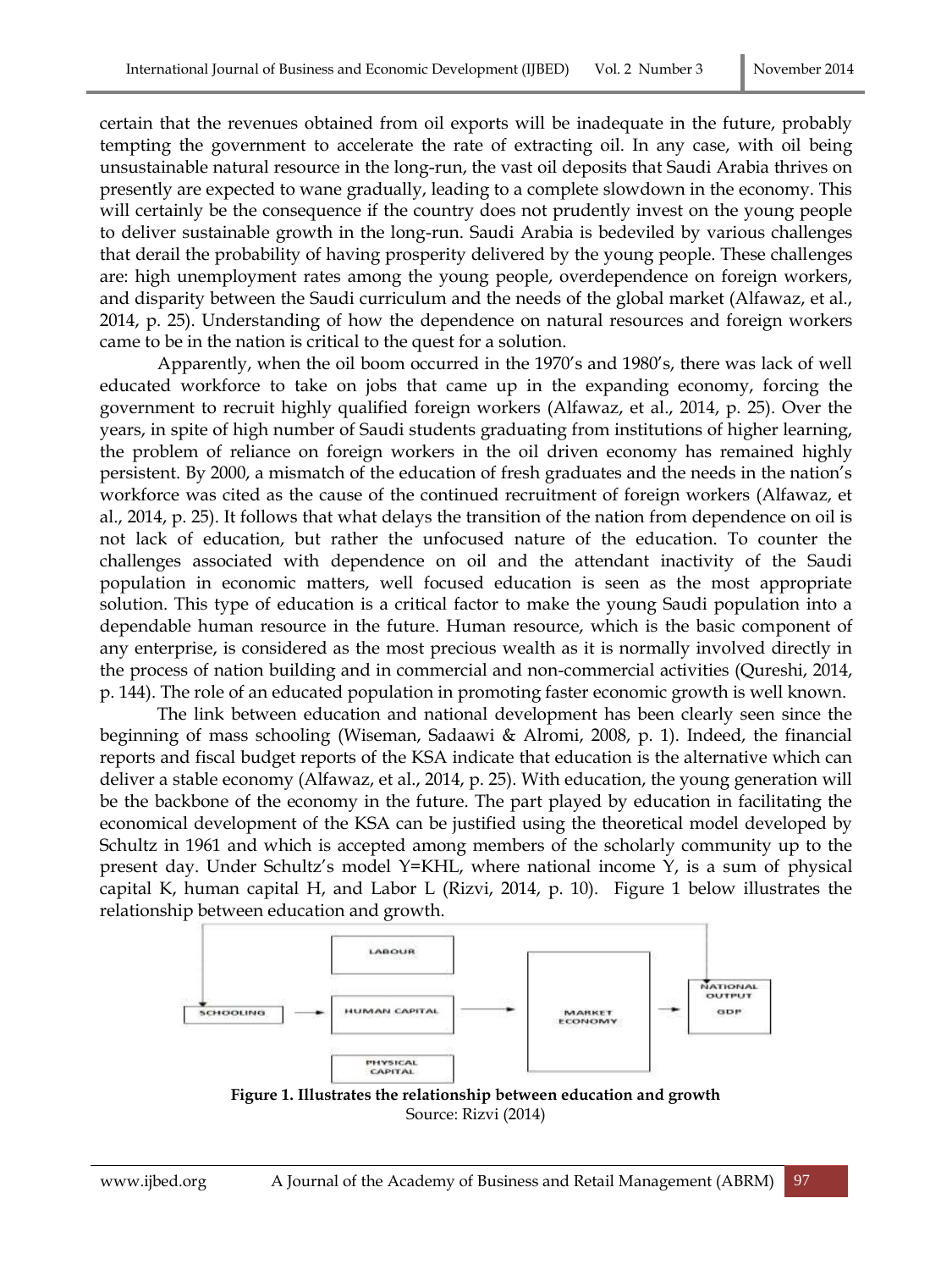certain that the revenues obtained from oil exports will be inadequate in the future, probably tempting the government to accelerate the rate of extracting oil. In any case, with oil being unsustainable natural resource in the long-run, the vast oil deposits that Saudi Arabia thrives on presently are expected to wane gradually, leading to a complete slowdown in the economy. This will certainly be the consequence if the country does not prudently invest on the young people to deliver sustainable growth in the long-run. Saudi Arabia is bedeviled by various challenges that derail the probability of having prosperity delivered by the young people. These challenges are: high unemployment rates among the young people, overdependence on foreign workers, and disparity between the Saudi curriculum and the needs of the global market (Alfawaz, et al., 2014, p. 25). Understanding of how the dependence on natural resources and foreign workers came to be in the nation is critical to the quest for a solution.

Apparently, when the oil boom occurred in the 1970's and 1980's, there was lack of well educated workforce to take on jobs that came up in the expanding economy, forcing the government to recruit highly qualified foreign workers (Alfawaz, et al., 2014, p. 25). Over the years, in spite of high number of Saudi students graduating from institutions of higher learning, the problem of reliance on foreign workers in the oil driven economy has remained highly persistent. By 2000, a mismatch of the education of fresh graduates and the needs in the nation's workforce was cited as the cause of the continued recruitment of foreign workers (Alfawaz, et al., 2014, p. 25). It follows that what delays the transition of the nation from dependence on oil is not lack of education, but rather the unfocused nature of the education. To counter the challenges associated with dependence on oil and the attendant inactivity of the Saudi population in economic matters, well focused education is seen as the most appropriate solution. This type of education is a critical factor to make the young Saudi population into a dependable human resource in the future. Human resource, which is the basic component of any enterprise, is considered as the most precious wealth as it is normally involved directly in the process of nation building and in commercial and non-commercial activities (Qureshi, 2014, p. 144). The role of an educated population in promoting faster economic growth is well known.

The link between education and national development has been clearly seen since the beginning of mass schooling (Wiseman, Sadaawi & Alromi, 2008, p. 1). Indeed, the financial reports and fiscal budget reports of the KSA indicate that education is the alternative which can deliver a stable economy (Alfawaz, et al., 2014, p. 25). With education, the young generation will be the backbone of the economy in the future. The part played by education in facilitating the economical development of the KSA can be justified using the theoretical model developed by Schultz in 1961 and which is accepted among members of the scholarly community up to the present day. Under Schultz's model Y=KHL, where national income Y, is a sum of physical capital K, human capital H, and Labor L (Rizvi, 2014, p. 10). Figure 1 below illustrates the relationship between education and growth.

**Figure 1. Illustrates the relationship between education and growth**

Source: Rizvi (2014)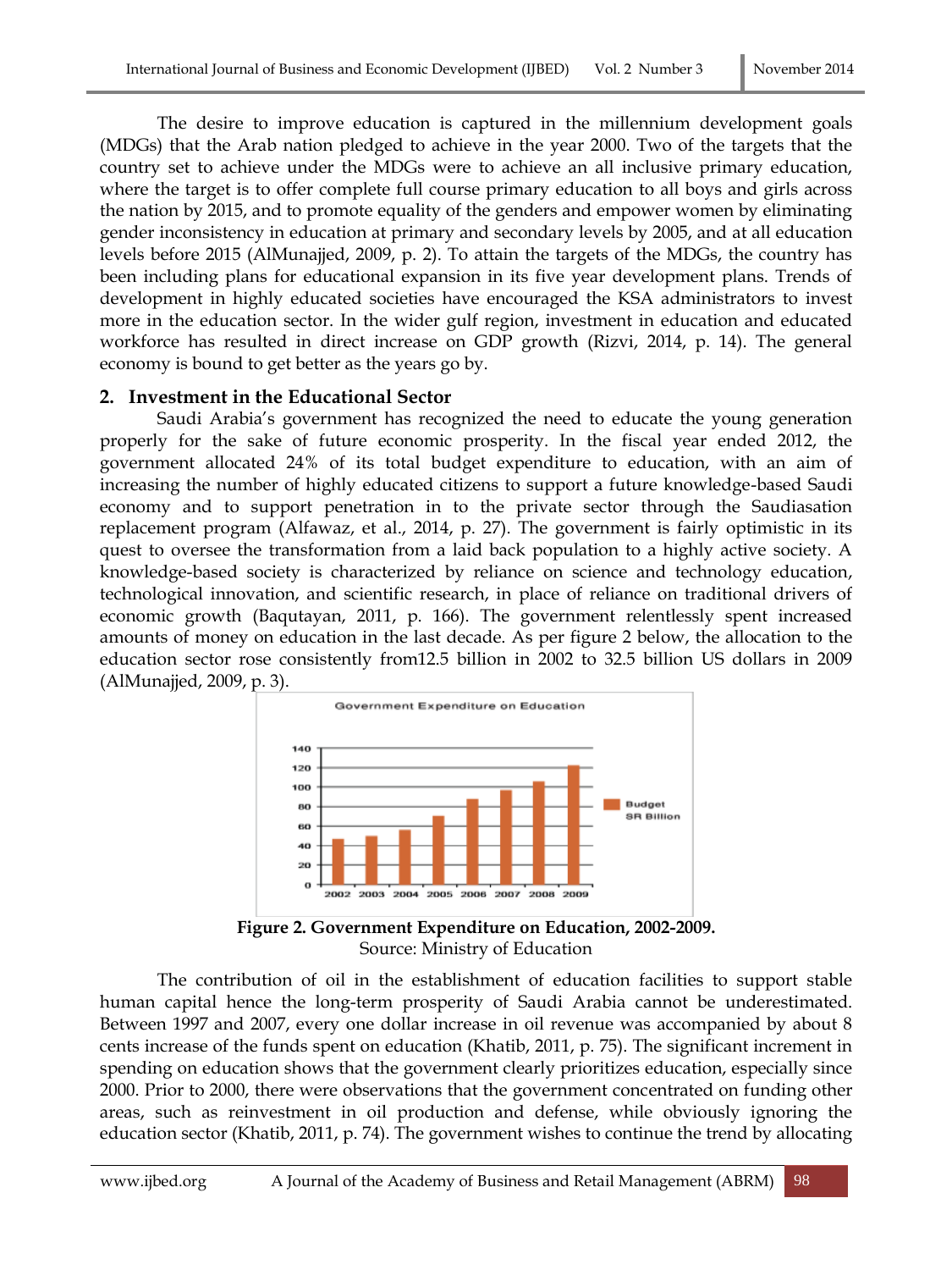The desire to improve education is captured in the millennium development goals (MDGs) that the Arab nation pledged to achieve in the year 2000. Two of the targets that the country set to achieve under the MDGs were to achieve an all inclusive primary education, where the target is to offer complete full course primary education to all boys and girls across the nation by 2015, and to promote equality of the genders and empower women by eliminating gender inconsistency in education at primary and secondary levels by 2005, and at all education levels before 2015 (AlMunajjed, 2009, p. 2). To attain the targets of the MDGs, the country has been including plans for educational expansion in its five year development plans. Trends of development in highly educated societies have encouraged the KSA administrators to invest more in the education sector. In the wider gulf region, investment in education and educated workforce has resulted in direct increase on GDP growth (Rizvi, 2014, p. 14). The general economy is bound to get better as the years go by.

## 2. Investment in the Educational Sector

Saudi Arabia's government has recognized the need to educate the young generation properly for the sake of future economic prosperity. In the fiscal year ended 2012, the government allocated 24% of its total budget expenditure to education, with an aim of increasing the number of highly educated citizens to support a future knowledge-based Saudi economy and to support penetration in to the private sector through the Saudiasation replacement program (Alfawaz, et al., 2014, p. 27). The government is fairly optimistic in its quest to oversee the transformation from a laid back population to a highly active society. A knowledge-based society is characterized by reliance on science and technology education, technological innovation, and scientific research, in place of reliance on traditional drivers of economic growth (Baqutayan, 2011, p. 166). The government relentlessly spent increased amounts of money on education in the last decade. As per figure 2 below, the allocation to the education sector rose consistently from12.5 billion in 2002 to 32.5 billion US dollars in 2009 (AlMunajjed, 2009, p. 3).

**Figure 2. Government Expenditure on Education, 2002-2009.**
Source: Ministry of Education

The contribution of oil in the establishment of education facilities to support stable human capital hence the long-term prosperity of Saudi Arabia cannot be underestimated. Between 1997 and 2007, every one dollar increase in oil revenue was accompanied by about 8 cents increase of the funds spent on education (Khatib, 2011, p. 75). The significant increment in spending on education shows that the government clearly prioritizes education, especially since 2000. Prior to 2000, there were observations that the government concentrated on funding other areas, such as reinvestment in oil production and defense, while obviously ignoring the education sector (Khatib, 2011, p. 74). The government wishes to continue the trend by allocating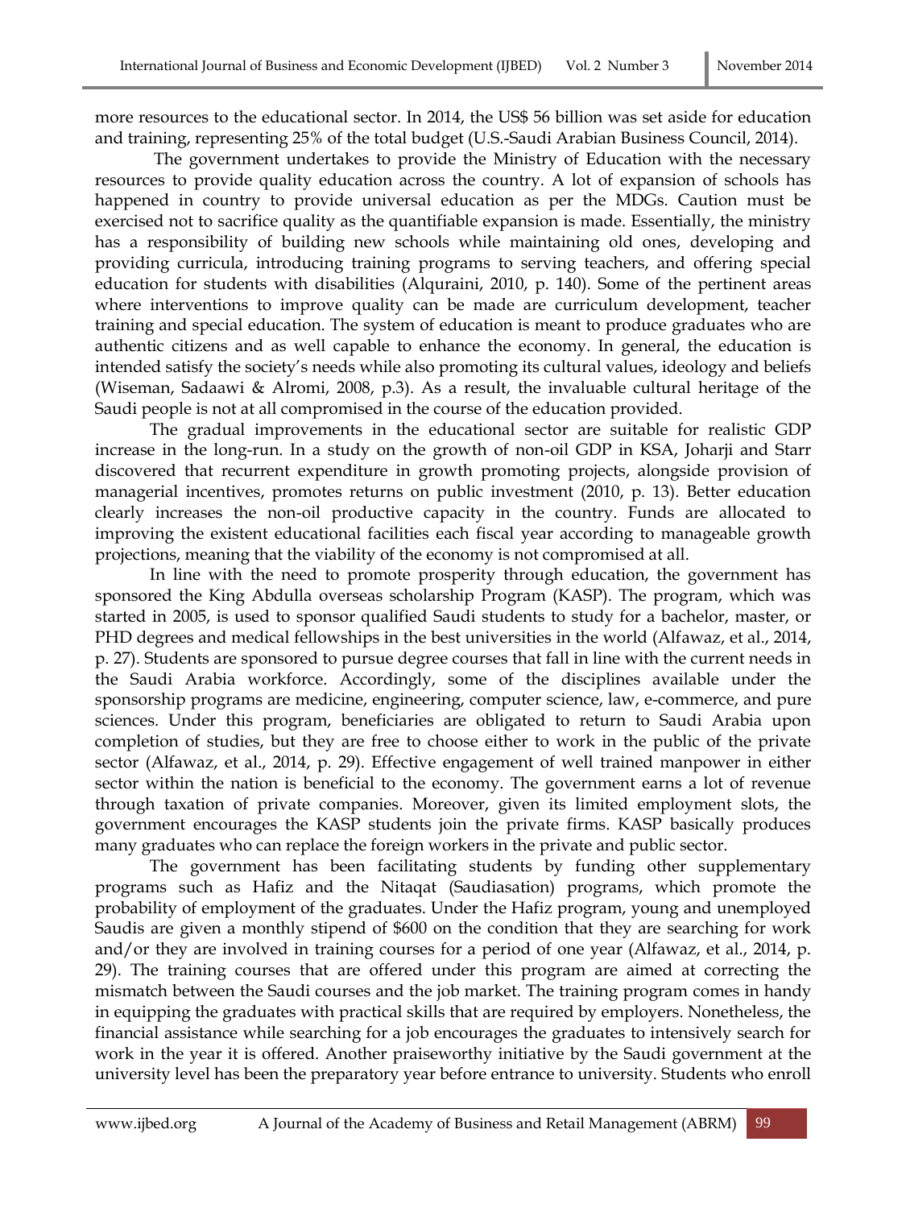more resources to the educational sector. In 2014, the US$ 56 billion was set aside for education and training, representing 25% of the total budget (U.S.-Saudi Arabian Business Council, 2014).

The government undertakes to provide the Ministry of Education with the necessary resources to provide quality education across the country. A lot of expansion of schools has happened in country to provide universal education as per the MDGs. Caution must be exercised not to sacrifice quality as the quantifiable expansion is made. Essentially, the ministry has a responsibility of building new schools while maintaining old ones, developing and providing curricula, introducing training programs to serving teachers, and offering special education for students with disabilities (Alquraini, 2010, p. 140). Some of the pertinent areas where interventions to improve quality can be made are curriculum development, teacher training and special education. The system of education is meant to produce graduates who are authentic citizens and as well capable to enhance the economy. In general, the education is intended satisfy the society's needs while also promoting its cultural values, ideology and beliefs (Wiseman, Sadaawi & Alromi, 2008, p.3). As a result, the invaluable cultural heritage of the Saudi people is not at all compromised in the course of the education provided.

The gradual improvements in the educational sector are suitable for realistic GDP increase in the long-run. In a study on the growth of non-oil GDP in KSA, Joharji and Starr discovered that recurrent expenditure in growth promoting projects, alongside provision of managerial incentives, promotes returns on public investment (2010, p. 13). Better education clearly increases the non-oil productive capacity in the country. Funds are allocated to improving the existent educational facilities each fiscal year according to manageable growth projections, meaning that the viability of the economy is not compromised at all.

In line with the need to promote prosperity through education, the government has sponsored the King Abdulla overseas scholarship Program (KASP). The program, which was started in 2005, is used to sponsor qualified Saudi students to study for a bachelor, master, or PHD degrees and medical fellowships in the best universities in the world (Alfawaz, et al., 2014, p. 27). Students are sponsored to pursue degree courses that fall in line with the current needs in the Saudi Arabia workforce. Accordingly, some of the disciplines available under the sponsorship programs are medicine, engineering, computer science, law, e-commerce, and pure sciences. Under this program, beneficiaries are obligated to return to Saudi Arabia upon completion of studies, but they are free to choose either to work in the public of the private sector (Alfawaz, et al., 2014, p. 29). Effective engagement of well trained manpower in either sector within the nation is beneficial to the economy. The government earns a lot of revenue through taxation of private companies. Moreover, given its limited employment slots, the government encourages the KASP students join the private firms. KASP basically produces many graduates who can replace the foreign workers in the private and public sector.

The government has been facilitating students by funding other supplementary programs such as Hafiz and the Nitaqat (Saudiasation) programs, which promote the probability of employment of the graduates. Under the Hafiz program, young and unemployed Saudis are given a monthly stipend of $600 on the condition that they are searching for work and/or they are involved in training courses for a period of one year (Alfawaz, et al., 2014, p. 29). The training courses that are offered under this program are aimed at correcting the mismatch between the Saudi courses and the job market. The training program comes in handy in equipping the graduates with practical skills that are required by employers. Nonetheless, the financial assistance while searching for a job encourages the graduates to intensively search for work in the year it is offered. Another praiseworthy initiative by the Saudi government at the university level has been the preparatory year before entrance to university. Students who enroll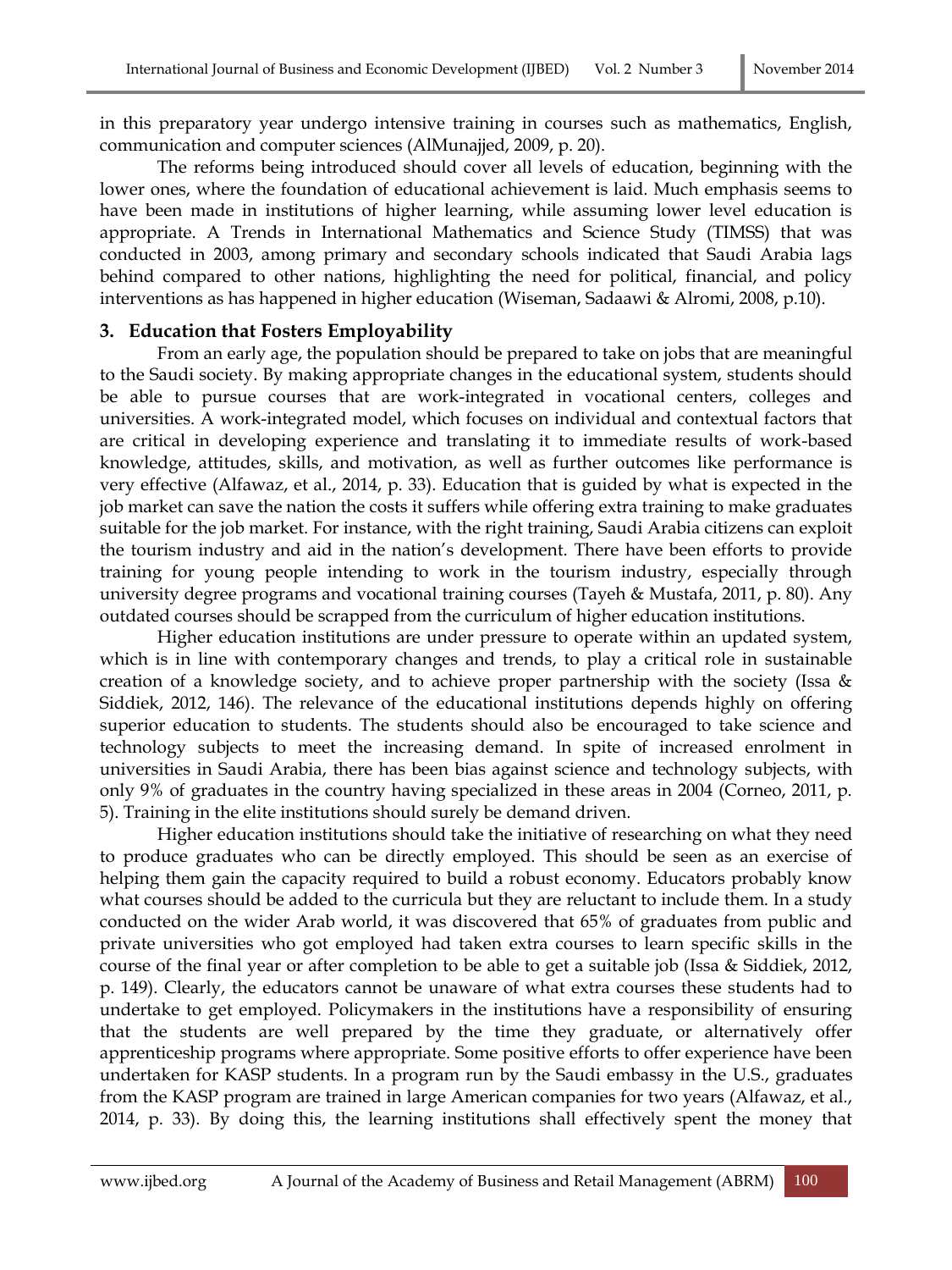in this preparatory year undergo intensive training in courses such as mathematics, English, communication and computer sciences (AlMunajjed, 2009, p. 20).

The reforms being introduced should cover all levels of education, beginning with the lower ones, where the foundation of educational achievement is laid. Much emphasis seems to have been made in institutions of higher learning, while assuming lower level education is appropriate. A Trends in International Mathematics and Science Study (TIMSS) that was conducted in 2003, among primary and secondary schools indicated that Saudi Arabia lags behind compared to other nations, highlighting the need for political, financial, and policy interventions as has happened in higher education (Wiseman, Sadaawi & Alromi, 2008, p.10).

## 3. Education that Fosters Employability

From an early age, the population should be prepared to take on jobs that are meaningful to the Saudi society. By making appropriate changes in the educational system, students should be able to pursue courses that are work-integrated in vocational centers, colleges and universities. A work-integrated model, which focuses on individual and contextual factors that are critical in developing experience and translating it to immediate results of work-based knowledge, attitudes, skills, and motivation, as well as further outcomes like performance is very effective (Alfawaz, et al., 2014, p. 33). Education that is guided by what is expected in the job market can save the nation the costs it suffers while offering extra training to make graduates suitable for the job market. For instance, with the right training, Saudi Arabia citizens can exploit the tourism industry and aid in the nation's development. There have been efforts to provide training for young people intending to work in the tourism industry, especially through university degree programs and vocational training courses (Tayeh & Mustafa, 2011, p. 80). Any outdated courses should be scrapped from the curriculum of higher education institutions.

Higher education institutions are under pressure to operate within an updated system, which is in line with contemporary changes and trends, to play a critical role in sustainable creation of a knowledge society, and to achieve proper partnership with the society (Issa & Siddiek, 2012, 146). The relevance of the educational institutions depends highly on offering superior education to students. The students should also be encouraged to take science and technology subjects to meet the increasing demand. In spite of increased enrolment in universities in Saudi Arabia, there has been bias against science and technology subjects, with only 9% of graduates in the country having specialized in these areas in 2004 (Corneo, 2011, p. 5). Training in the elite institutions should surely be demand driven.

Higher education institutions should take the initiative of researching on what they need to produce graduates who can be directly employed. This should be seen as an exercise of helping them gain the capacity required to build a robust economy. Educators probably know what courses should be added to the curricula but they are reluctant to include them. In a study conducted on the wider Arab world, it was discovered that 65% of graduates from public and private universities who got employed had taken extra courses to learn specific skills in the course of the final year or after completion to be able to get a suitable job (Issa & Siddiek, 2012, p. 149). Clearly, the educators cannot be unaware of what extra courses these students had to undertake to get employed. Policymakers in the institutions have a responsibility of ensuring that the students are well prepared by the time they graduate, or alternatively offer apprenticeship programs where appropriate. Some positive efforts to offer experience have been undertaken for KASP students. In a program run by the Saudi embassy in the U.S., graduates from the KASP program are trained in large American companies for two years (Alfawaz, et al., 2014, p. 33). By doing this, the learning institutions shall effectively spent the money that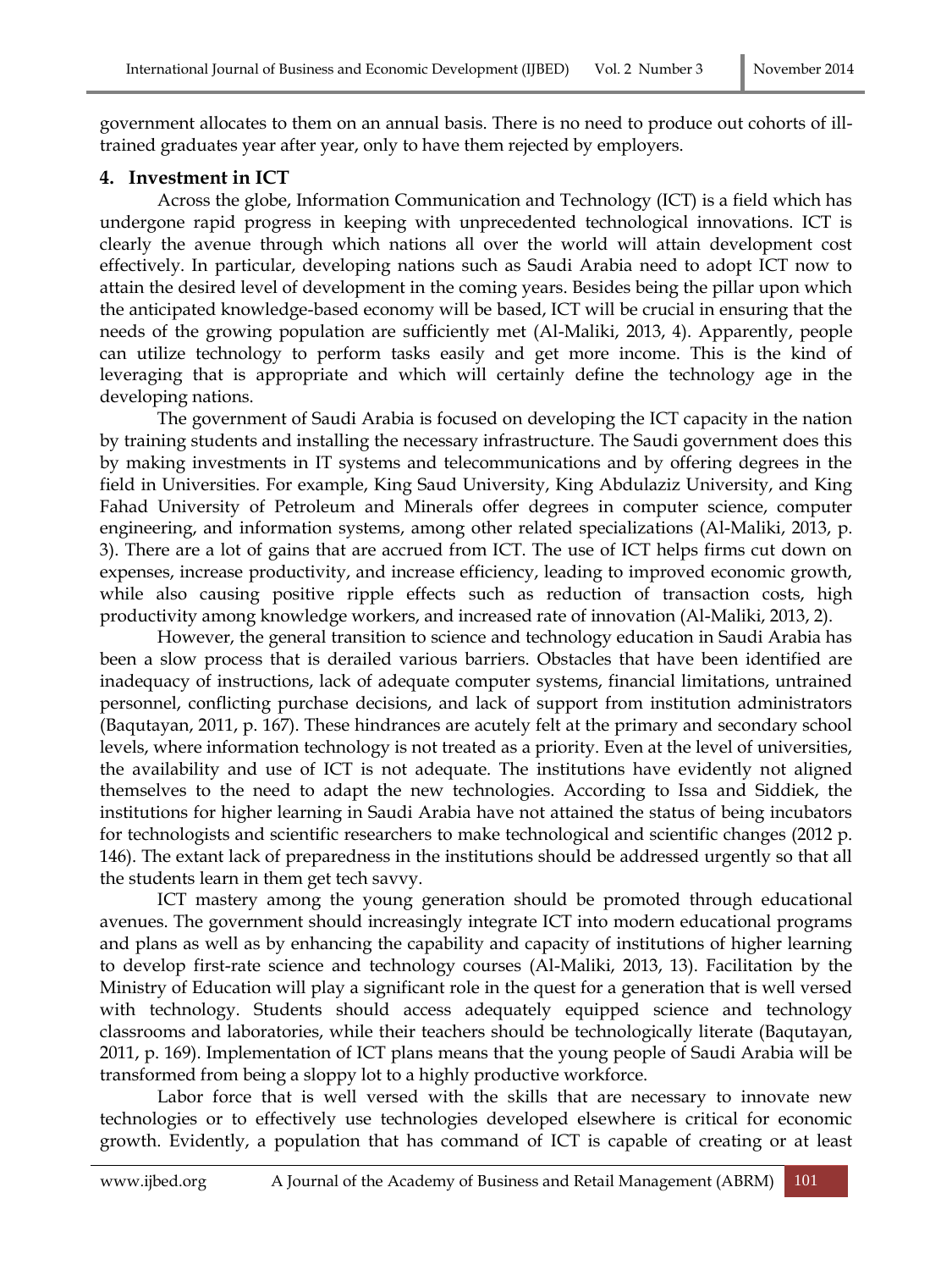government allocates to them on an annual basis. There is no need to produce out cohorts of ill-trained graduates year after year, only to have them rejected by employers.

## 4. Investment in ICT

Across the globe, Information Communication and Technology (ICT) is a field which has undergone rapid progress in keeping with unprecedented technological innovations. ICT is clearly the avenue through which nations all over the world will attain development cost effectively. In particular, developing nations such as Saudi Arabia need to adopt ICT now to attain the desired level of development in the coming years. Besides being the pillar upon which the anticipated knowledge-based economy will be based, ICT will be crucial in ensuring that the needs of the growing population are sufficiently met (Al-Maliki, 2013, 4). Apparently, people can utilize technology to perform tasks easily and get more income. This is the kind of leveraging that is appropriate and which will certainly define the technology age in the developing nations.

The government of Saudi Arabia is focused on developing the ICT capacity in the nation by training students and installing the necessary infrastructure. The Saudi government does this by making investments in IT systems and telecommunications and by offering degrees in the field in Universities. For example, King Saud University, King Abdulaziz University, and King Fahad University of Petroleum and Minerals offer degrees in computer science, computer engineering, and information systems, among other related specializations (Al-Maliki, 2013, p. 3). There are a lot of gains that are accrued from ICT. The use of ICT helps firms cut down on expenses, increase productivity, and increase efficiency, leading to improved economic growth, while also causing positive ripple effects such as reduction of transaction costs, high productivity among knowledge workers, and increased rate of innovation (Al-Maliki, 2013, 2).

However, the general transition to science and technology education in Saudi Arabia has been a slow process that is derailed various barriers. Obstacles that have been identified are inadequacy of instructions, lack of adequate computer systems, financial limitations, untrained personnel, conflicting purchase decisions, and lack of support from institution administrators (Baqutayan, 2011, p. 167). These hindrances are acutely felt at the primary and secondary school levels, where information technology is not treated as a priority. Even at the level of universities, the availability and use of ICT is not adequate. The institutions have evidently not aligned themselves to the need to adapt the new technologies. According to Issa and Siddiek, the institutions for higher learning in Saudi Arabia have not attained the status of being incubators for technologists and scientific researchers to make technological and scientific changes (2012 p. 146). The extant lack of preparedness in the institutions should be addressed urgently so that all the students learn in them get tech savvy.

ICT mastery among the young generation should be promoted through educational avenues. The government should increasingly integrate ICT into modern educational programs and plans as well as by enhancing the capability and capacity of institutions of higher learning to develop first-rate science and technology courses (Al-Maliki, 2013, 13). Facilitation by the Ministry of Education will play a significant role in the quest for a generation that is well versed with technology. Students should access adequately equipped science and technology classrooms and laboratories, while their teachers should be technologically literate (Baqutayan, 2011, p. 169). Implementation of ICT plans means that the young people of Saudi Arabia will be transformed from being a sloppy lot to a highly productive workforce.

Labor force that is well versed with the skills that are necessary to innovate new technologies or to effectively use technologies developed elsewhere is critical for economic growth. Evidently, a population that has command of ICT is capable of creating or at least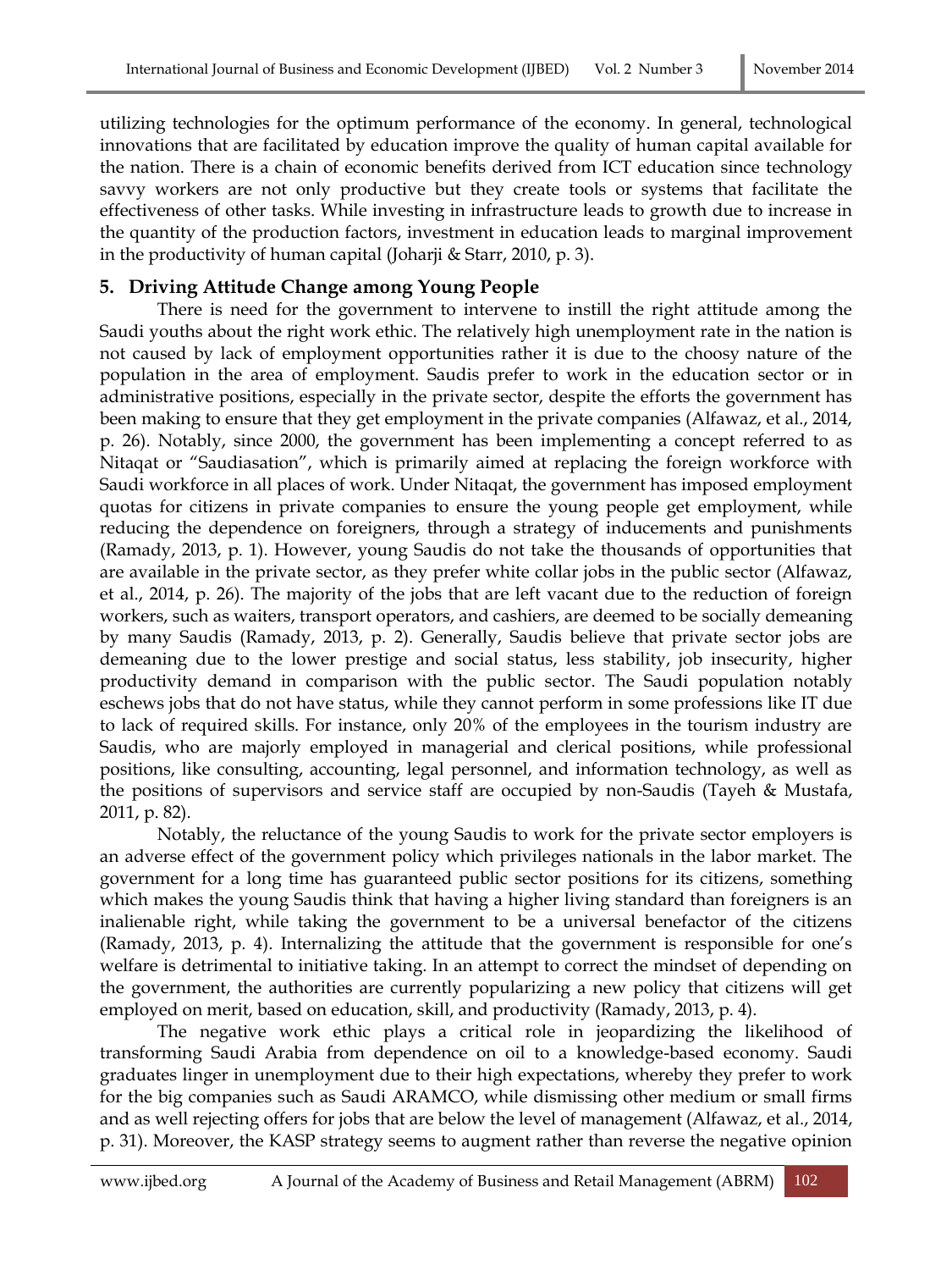utilizing technologies for the optimum performance of the economy. In general, technological innovations that are facilitated by education improve the quality of human capital available for the nation. There is a chain of economic benefits derived from ICT education since technology savvy workers are not only productive but they create tools or systems that facilitate the effectiveness of other tasks. While investing in infrastructure leads to growth due to increase in the quantity of the production factors, investment in education leads to marginal improvement in the productivity of human capital (Joharji & Starr, 2010, p. 3).

## 5. Driving Attitude Change among Young People

There is need for the government to intervene to instill the right attitude among the Saudi youths about the right work ethic. The relatively high unemployment rate in the nation is not caused by lack of employment opportunities rather it is due to the choosy nature of the population in the area of employment. Saudis prefer to work in the education sector or in administrative positions, especially in the private sector, despite the efforts the government has been making to ensure that they get employment in the private companies (Alfawaz, et al., 2014, p. 26). Notably, since 2000, the government has been implementing a concept referred to as Nitaqat or "Saudiasation", which is primarily aimed at replacing the foreign workforce with Saudi workforce in all places of work. Under Nitaqat, the government has imposed employment quotas for citizens in private companies to ensure the young people get employment, while reducing the dependence on foreigners, through a strategy of inducements and punishments (Ramady, 2013, p. 1). However, young Saudis do not take the thousands of opportunities that are available in the private sector, as they prefer white collar jobs in the public sector (Alfawaz, et al., 2014, p. 26). The majority of the jobs that are left vacant due to the reduction of foreign workers, such as waiters, transport operators, and cashiers, are deemed to be socially demeaning by many Saudis (Ramady, 2013, p. 2). Generally, Saudis believe that private sector jobs are demeaning due to the lower prestige and social status, less stability, job insecurity, higher productivity demand in comparison with the public sector. The Saudi population notably eschews jobs that do not have status, while they cannot perform in some professions like IT due to lack of required skills. For instance, only 20% of the employees in the tourism industry are Saudis, who are majorly employed in managerial and clerical positions, while professional positions, like consulting, accounting, legal personnel, and information technology, as well as the positions of supervisors and service staff are occupied by non-Saudis (Tayeh & Mustafa, 2011, p. 82).

Notably, the reluctance of the young Saudis to work for the private sector employers is an adverse effect of the government policy which privileges nationals in the labor market. The government for a long time has guaranteed public sector positions for its citizens, something which makes the young Saudis think that having a higher living standard than foreigners is an inalienable right, while taking the government to be a universal benefactor of the citizens (Ramady, 2013, p. 4). Internalizing the attitude that the government is responsible for one's welfare is detrimental to initiative taking. In an attempt to correct the mindset of depending on the government, the authorities are currently popularizing a new policy that citizens will get employed on merit, based on education, skill, and productivity (Ramady, 2013, p. 4).

The negative work ethic plays a critical role in jeopardizing the likelihood of transforming Saudi Arabia from dependence on oil to a knowledge-based economy. Saudi graduates linger in unemployment due to their high expectations, whereby they prefer to work for the big companies such as Saudi ARAMCO, while dismissing other medium or small firms and as well rejecting offers for jobs that are below the level of management (Alfawaz, et al., 2014, p. 31). Moreover, the KASP strategy seems to augment rather than reverse the negative opinion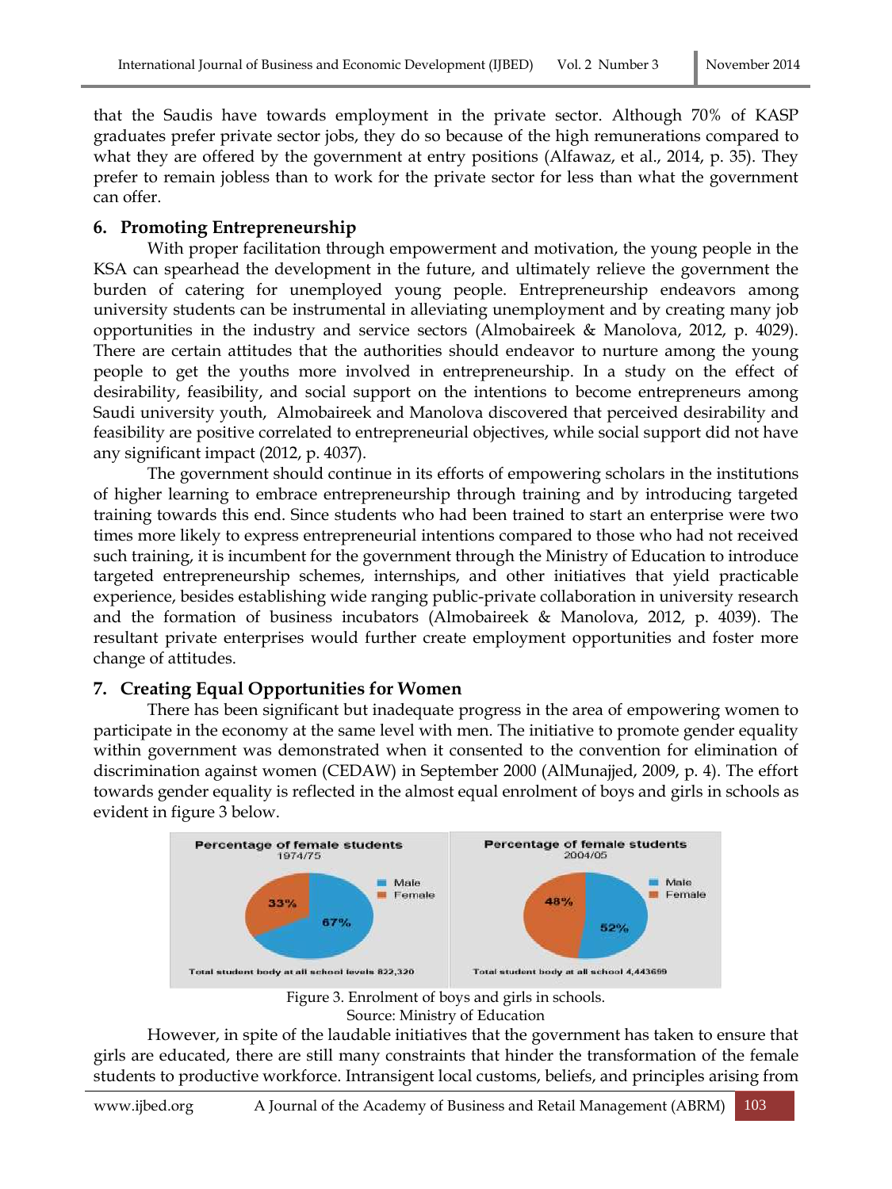that the Saudis have towards employment in the private sector. Although 70% of KASP graduates prefer private sector jobs, they do so because of the high remunerations compared to what they are offered by the government at entry positions (Alfawaz, et al., 2014, p. 35). They prefer to remain jobless than to work for the private sector for less than what the government can offer.

## 6. Promoting Entrepreneurship

With proper facilitation through empowerment and motivation, the young people in the KSA can spearhead the development in the future, and ultimately relieve the government the burden of catering for unemployed young people. Entrepreneurship endeavors among university students can be instrumental in alleviating unemployment and by creating many job opportunities in the industry and service sectors (Almobaireek & Manolova, 2012, p. 4029). There are certain attitudes that the authorities should endeavor to nurture among the young people to get the youths more involved in entrepreneurship. In a study on the effect of desirability, feasibility, and social support on the intentions to become entrepreneurs among Saudi university youth, Almobaireek and Manolova discovered that perceived desirability and feasibility are positive correlated to entrepreneurial objectives, while social support did not have any significant impact (2012, p. 4037).

The government should continue in its efforts of empowering scholars in the institutions of higher learning to embrace entrepreneurship through training and by introducing targeted training towards this end. Since students who had been trained to start an enterprise were two times more likely to express entrepreneurial intentions compared to those who had not received such training, it is incumbent for the government through the Ministry of Education to introduce targeted entrepreneurship schemes, internships, and other initiatives that yield practicable experience, besides establishing wide ranging public-private collaboration in university research and the formation of business incubators (Almobaireek & Manolova, 2012, p. 4039). The resultant private enterprises would further create employment opportunities and foster more change of attitudes.

## 7. Creating Equal Opportunities for Women

There has been significant but inadequate progress in the area of empowering women to participate in the economy at the same level with men. The initiative to promote gender equality within government was demonstrated when it consented to the convention for elimination of discrimination against women (CEDAW) in September 2000 (AlMunajjed, 2009, p. 4). The effort towards gender equality is reflected in the almost equal enrolment of boys and girls in schools as evident in figure 3 below.

Percentage of female students 1974/75: Male 67%, Female 33%. Total student body at all school levels 822,320

Percentage of female students 2004/05: Male 52%, Female 48%. Total student body at all school 4,443659

Figure 3. Enrolment of boys and girls in schools.
Source: Ministry of Education

However, in spite of the laudable initiatives that the government has taken to ensure that girls are educated, there are still many constraints that hinder the transformation of the female students to productive workforce. Intransigent local customs, beliefs, and principles arising from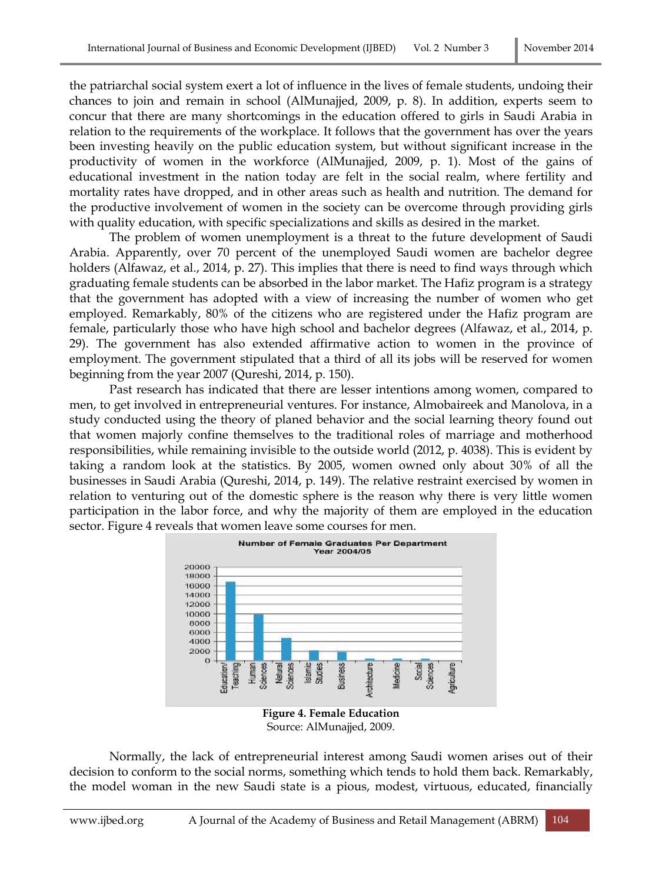the patriarchal social system exert a lot of influence in the lives of female students, undoing their chances to join and remain in school (AlMunajjed, 2009, p. 8). In addition, experts seem to concur that there are many shortcomings in the education offered to girls in Saudi Arabia in relation to the requirements of the workplace. It follows that the government has over the years been investing heavily on the public education system, but without significant increase in the productivity of women in the workforce (AlMunajjed, 2009, p. 1). Most of the gains of educational investment in the nation today are felt in the social realm, where fertility and mortality rates have dropped, and in other areas such as health and nutrition. The demand for the productive involvement of women in the society can be overcome through providing girls with quality education, with specific specializations and skills as desired in the market.

The problem of women unemployment is a threat to the future development of Saudi Arabia. Apparently, over 70 percent of the unemployed Saudi women are bachelor degree holders (Alfawaz, et al., 2014, p. 27). This implies that there is need to find ways through which graduating female students can be absorbed in the labor market. The Hafiz program is a strategy that the government has adopted with a view of increasing the number of women who get employed. Remarkably, 80% of the citizens who are registered under the Hafiz program are female, particularly those who have high school and bachelor degrees (Alfawaz, et al., 2014, p. 29). The government has also extended affirmative action to women in the province of employment. The government stipulated that a third of all its jobs will be reserved for women beginning from the year 2007 (Qureshi, 2014, p. 150).

Past research has indicated that there are lesser intentions among women, compared to men, to get involved in entrepreneurial ventures. For instance, Almobaireek and Manolova, in a study conducted using the theory of planed behavior and the social learning theory found out that women majorly confine themselves to the traditional roles of marriage and motherhood responsibilities, while remaining invisible to the outside world (2012, p. 4038). This is evident by taking a random look at the statistics. By 2005, women owned only about 30% of all the businesses in Saudi Arabia (Qureshi, 2014, p. 149). The relative restraint exercised by women in relation to venturing out of the domestic sphere is the reason why there is very little women participation in the labor force, and why the majority of them are employed in the education sector. Figure 4 reveals that women leave some courses for men.

**Number of Female Graduates Per Department Year 2004/05**

**Figure 4. Female Education**
Source: AlMunajjed, 2009.

Normally, the lack of entrepreneurial interest among Saudi women arises out of their decision to conform to the social norms, something which tends to hold them back. Remarkably, the model woman in the new Saudi state is a pious, modest, virtuous, educated, financially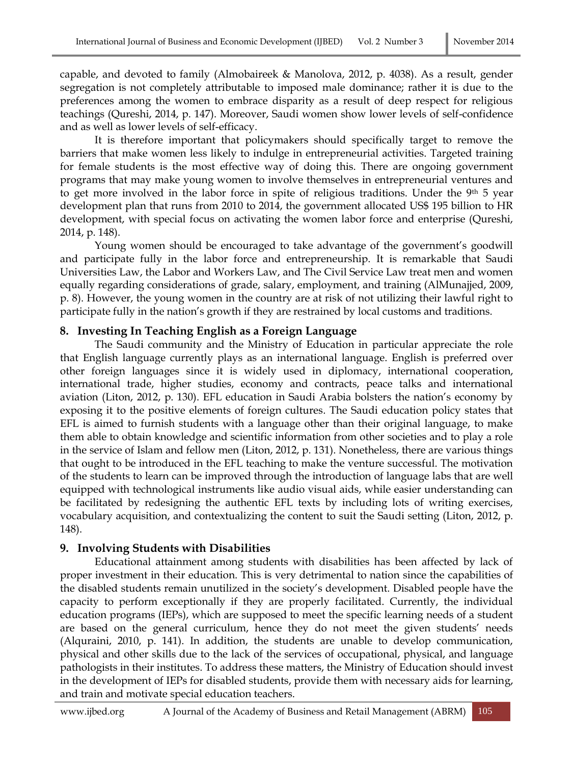capable, and devoted to family (Almobaireek & Manolova, 2012, p. 4038). As a result, gender segregation is not completely attributable to imposed male dominance; rather it is due to the preferences among the women to embrace disparity as a result of deep respect for religious teachings (Qureshi, 2014, p. 147). Moreover, Saudi women show lower levels of self-confidence and as well as lower levels of self-efficacy.

It is therefore important that policymakers should specifically target to remove the barriers that make women less likely to indulge in entrepreneurial activities. Targeted training for female students is the most effective way of doing this. There are ongoing government programs that may make young women to involve themselves in entrepreneurial ventures and to get more involved in the labor force in spite of religious traditions. Under the 9th 5 year development plan that runs from 2010 to 2014, the government allocated US$ 195 billion to HR development, with special focus on activating the women labor force and enterprise (Qureshi, 2014, p. 148).

Young women should be encouraged to take advantage of the government's goodwill and participate fully in the labor force and entrepreneurship. It is remarkable that Saudi Universities Law, the Labor and Workers Law, and The Civil Service Law treat men and women equally regarding considerations of grade, salary, employment, and training (AlMunajjed, 2009, p. 8). However, the young women in the country are at risk of not utilizing their lawful right to participate fully in the nation's growth if they are restrained by local customs and traditions.

## 8. Investing In Teaching English as a Foreign Language

The Saudi community and the Ministry of Education in particular appreciate the role that English language currently plays as an international language. English is preferred over other foreign languages since it is widely used in diplomacy, international cooperation, international trade, higher studies, economy and contracts, peace talks and international aviation (Liton, 2012, p. 130). EFL education in Saudi Arabia bolsters the nation's economy by exposing it to the positive elements of foreign cultures. The Saudi education policy states that EFL is aimed to furnish students with a language other than their original language, to make them able to obtain knowledge and scientific information from other societies and to play a role in the service of Islam and fellow men (Liton, 2012, p. 131). Nonetheless, there are various things that ought to be introduced in the EFL teaching to make the venture successful. The motivation of the students to learn can be improved through the introduction of language labs that are well equipped with technological instruments like audio visual aids, while easier understanding can be facilitated by redesigning the authentic EFL texts by including lots of writing exercises, vocabulary acquisition, and contextualizing the content to suit the Saudi setting (Liton, 2012, p. 148).

## 9. Involving Students with Disabilities

Educational attainment among students with disabilities has been affected by lack of proper investment in their education. This is very detrimental to nation since the capabilities of the disabled students remain unutilized in the society's development. Disabled people have the capacity to perform exceptionally if they are properly facilitated. Currently, the individual education programs (IEPs), which are supposed to meet the specific learning needs of a student are based on the general curriculum, hence they do not meet the given students' needs (Alquraini, 2010, p. 141). In addition, the students are unable to develop communication, physical and other skills due to the lack of the services of occupational, physical, and language pathologists in their institutes. To address these matters, the Ministry of Education should invest in the development of IEPs for disabled students, provide them with necessary aids for learning, and train and motivate special education teachers.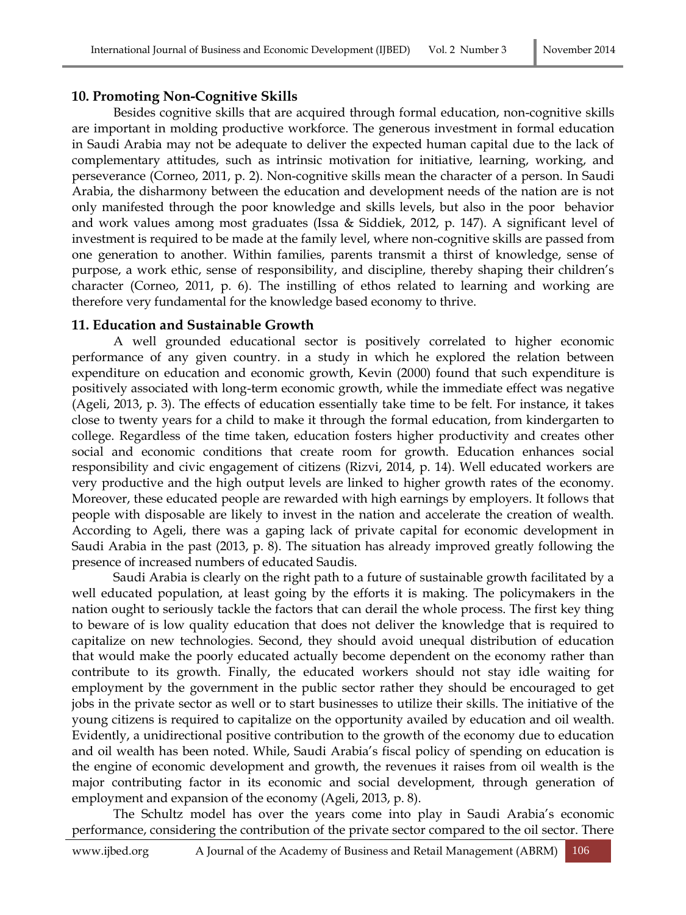## 10. Promoting Non-Cognitive Skills

Besides cognitive skills that are acquired through formal education, non-cognitive skills are important in molding productive workforce. The generous investment in formal education in Saudi Arabia may not be adequate to deliver the expected human capital due to the lack of complementary attitudes, such as intrinsic motivation for initiative, learning, working, and perseverance (Corneo, 2011, p. 2). Non-cognitive skills mean the character of a person. In Saudi Arabia, the disharmony between the education and development needs of the nation are is not only manifested through the poor knowledge and skills levels, but also in the poor behavior and work values among most graduates (Issa & Siddiek, 2012, p. 147). A significant level of investment is required to be made at the family level, where non-cognitive skills are passed from one generation to another. Within families, parents transmit a thirst of knowledge, sense of purpose, a work ethic, sense of responsibility, and discipline, thereby shaping their children's character (Corneo, 2011, p. 6). The instilling of ethos related to learning and working are therefore very fundamental for the knowledge based economy to thrive.

## 11. Education and Sustainable Growth

A well grounded educational sector is positively correlated to higher economic performance of any given country. in a study in which he explored the relation between expenditure on education and economic growth, Kevin (2000) found that such expenditure is positively associated with long-term economic growth, while the immediate effect was negative (Ageli, 2013, p. 3). The effects of education essentially take time to be felt. For instance, it takes close to twenty years for a child to make it through the formal education, from kindergarten to college. Regardless of the time taken, education fosters higher productivity and creates other social and economic conditions that create room for growth. Education enhances social responsibility and civic engagement of citizens (Rizvi, 2014, p. 14). Well educated workers are very productive and the high output levels are linked to higher growth rates of the economy. Moreover, these educated people are rewarded with high earnings by employers. It follows that people with disposable are likely to invest in the nation and accelerate the creation of wealth. According to Ageli, there was a gaping lack of private capital for economic development in Saudi Arabia in the past (2013, p. 8). The situation has already improved greatly following the presence of increased numbers of educated Saudis.

Saudi Arabia is clearly on the right path to a future of sustainable growth facilitated by a well educated population, at least going by the efforts it is making. The policymakers in the nation ought to seriously tackle the factors that can derail the whole process. The first key thing to beware of is low quality education that does not deliver the knowledge that is required to capitalize on new technologies. Second, they should avoid unequal distribution of education that would make the poorly educated actually become dependent on the economy rather than contribute to its growth. Finally, the educated workers should not stay idle waiting for employment by the government in the public sector rather they should be encouraged to get jobs in the private sector as well or to start businesses to utilize their skills. The initiative of the young citizens is required to capitalize on the opportunity availed by education and oil wealth. Evidently, a unidirectional positive contribution to the growth of the economy due to education and oil wealth has been noted. While, Saudi Arabia's fiscal policy of spending on education is the engine of economic development and growth, the revenues it raises from oil wealth is the major contributing factor in its economic and social development, through generation of employment and expansion of the economy (Ageli, 2013, p. 8).

The Schultz model has over the years come into play in Saudi Arabia's economic performance, considering the contribution of the private sector compared to the oil sector. There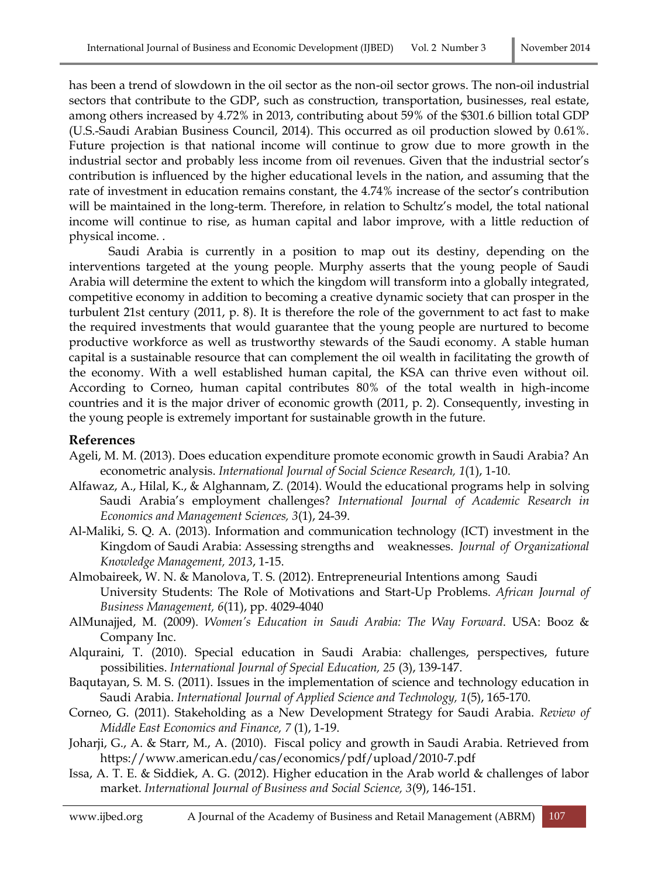has been a trend of slowdown in the oil sector as the non-oil sector grows. The non-oil industrial sectors that contribute to the GDP, such as construction, transportation, businesses, real estate, among others increased by 4.72% in 2013, contributing about 59% of the $301.6 billion total GDP (U.S.-Saudi Arabian Business Council, 2014). This occurred as oil production slowed by 0.61%. Future projection is that national income will continue to grow due to more growth in the industrial sector and probably less income from oil revenues. Given that the industrial sector's contribution is influenced by the higher educational levels in the nation, and assuming that the rate of investment in education remains constant, the 4.74% increase of the sector's contribution will be maintained in the long-term. Therefore, in relation to Schultz's model, the total national income will continue to rise, as human capital and labor improve, with a little reduction of physical income. .

Saudi Arabia is currently in a position to map out its destiny, depending on the interventions targeted at the young people. Murphy asserts that the young people of Saudi Arabia will determine the extent to which the kingdom will transform into a globally integrated, competitive economy in addition to becoming a creative dynamic society that can prosper in the turbulent 21st century (2011, p. 8). It is therefore the role of the government to act fast to make the required investments that would guarantee that the young people are nurtured to become productive workforce as well as trustworthy stewards of the Saudi economy. A stable human capital is a sustainable resource that can complement the oil wealth in facilitating the growth of the economy. With a well established human capital, the KSA can thrive even without oil. According to Corneo, human capital contributes 80% of the total wealth in high-income countries and it is the major driver of economic growth (2011, p. 2). Consequently, investing in the young people is extremely important for sustainable growth in the future.

## References

Ageli, M. M. (2013). Does education expenditure promote economic growth in Saudi Arabia? An econometric analysis. *International Journal of Social Science Research, 1*(1), 1-10.

Alfawaz, A., Hilal, K., & Alghannam, Z. (2014). Would the educational programs help in solving Saudi Arabia's employment challenges? *International Journal of Academic Research in Economics and Management Sciences, 3*(1), 24-39.

Al-Maliki, S. Q. A. (2013). Information and communication technology (ICT) investment in the Kingdom of Saudi Arabia: Assessing strengths and weaknesses. *Journal of Organizational Knowledge Management, 2013*, 1-15.

Almobaireek, W. N. & Manolova, T. S. (2012). Entrepreneurial Intentions among Saudi University Students: The Role of Motivations and Start-Up Problems. *African Journal of Business Management, 6*(11), pp. 4029-4040

AlMunajjed, M. (2009). *Women's Education in Saudi Arabia: The Way Forward*. USA: Booz & Company Inc.

Alquraini, T. (2010). Special education in Saudi Arabia: challenges, perspectives, future possibilities. *International Journal of Special Education, 25* (3), 139-147.

Baqutayan, S. M. S. (2011). Issues in the implementation of science and technology education in Saudi Arabia. *International Journal of Applied Science and Technology, 1*(5), 165-170.

Corneo, G. (2011). Stakeholding as a New Development Strategy for Saudi Arabia. *Review of Middle East Economics and Finance, 7* (1), 1-19.

Joharji, G., A. & Starr, M., A. (2010). Fiscal policy and growth in Saudi Arabia. Retrieved from https://www.american.edu/cas/economics/pdf/upload/2010-7.pdf

Issa, A. T. E. & Siddiek, A. G. (2012). Higher education in the Arab world & challenges of labor market. *International Journal of Business and Social Science, 3*(9), 146-151.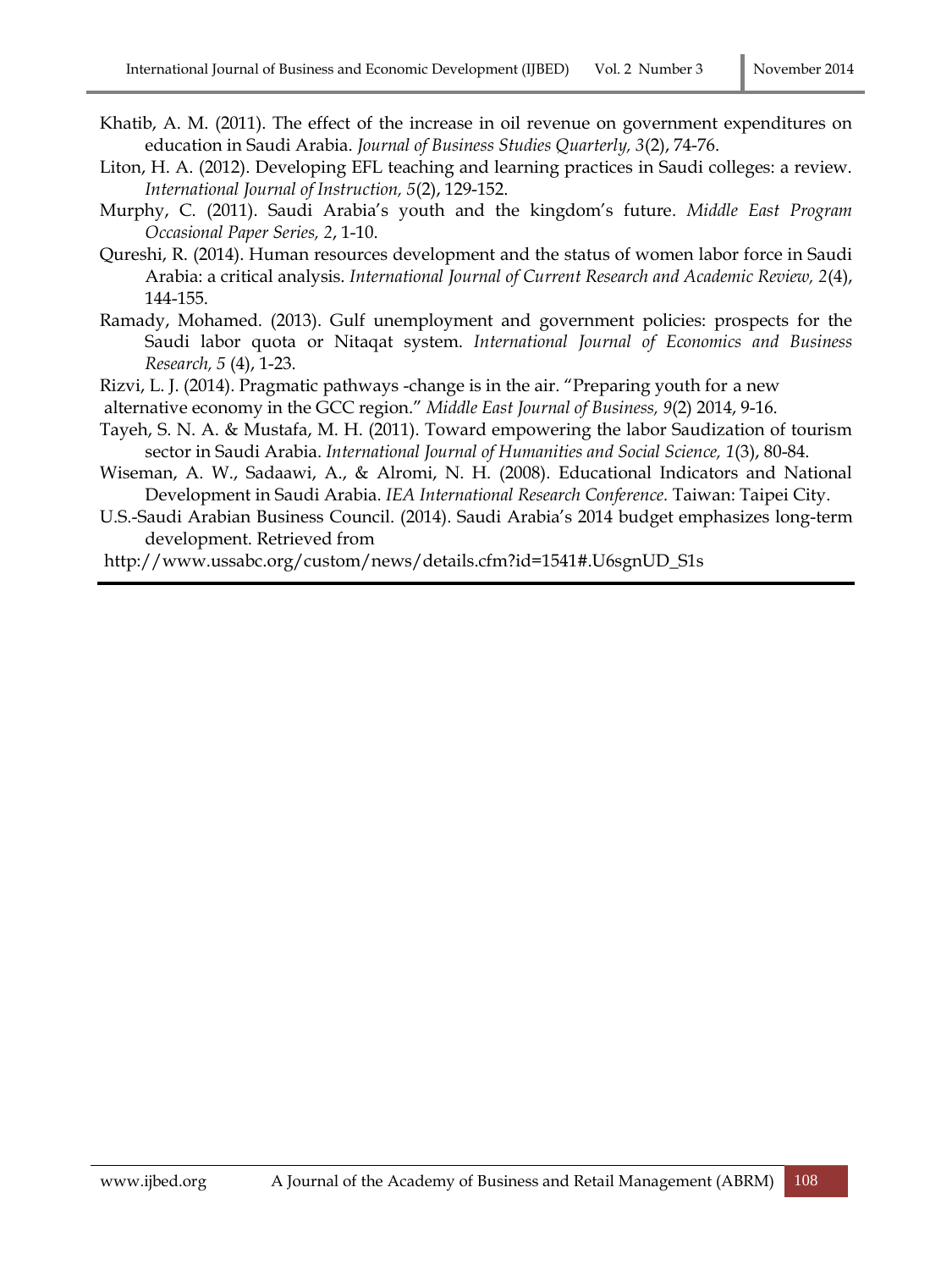Khatib, A. M. (2011). The effect of the increase in oil revenue on government expenditures on education in Saudi Arabia. *Journal of Business Studies Quarterly, 3*(2), 74-76.

Liton, H. A. (2012). Developing EFL teaching and learning practices in Saudi colleges: a review. *International Journal of Instruction, 5*(2), 129-152.

Murphy, C. (2011). Saudi Arabia's youth and the kingdom's future. *Middle East Program Occasional Paper Series, 2*, 1-10.

Qureshi, R. (2014). Human resources development and the status of women labor force in Saudi Arabia: a critical analysis. *International Journal of Current Research and Academic Review, 2*(4), 144-155.

Ramady, Mohamed. (2013). Gulf unemployment and government policies: prospects for the Saudi labor quota or Nitaqat system. *International Journal of Economics and Business Research, 5* (4), 1-23.

Rizvi, L. J. (2014). Pragmatic pathways -change is in the air. "Preparing youth for a new alternative economy in the GCC region." *Middle East Journal of Business, 9*(2) 2014, 9-16.

Tayeh, S. N. A. & Mustafa, M. H. (2011). Toward empowering the labor Saudization of tourism sector in Saudi Arabia. *International Journal of Humanities and Social Science, 1*(3), 80-84.

Wiseman, A. W., Sadaawi, A., & Alromi, N. H. (2008). Educational Indicators and National Development in Saudi Arabia. *IEA International Research Conference*. Taiwan: Taipei City.

U.S.-Saudi Arabian Business Council. (2014). Saudi Arabia's 2014 budget emphasizes long-term development. Retrieved from http://www.ussabc.org/custom/news/details.cfm?id=1541#.U6sgnUD_S1s